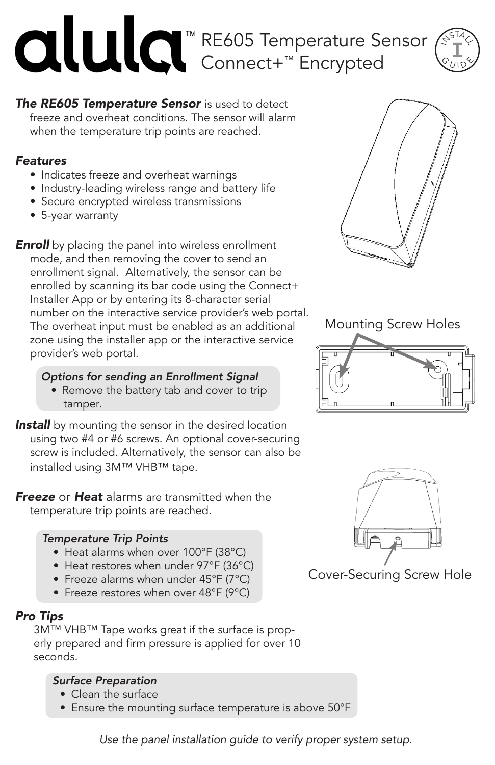# alula™ RE605 Temperature Sensor Connect+™ Encrypted

INSTALL GUIDE

***The RE605 Temperature Sensor*** is used to detect freeze and overheat conditions. The sensor will alarm when the temperature trip points are reached.

### *Features*

- Indicates freeze and overheat warnings
- Industry-leading wireless range and battery life
- Secure encrypted wireless transmissions
- 5-year warranty

***Enroll*** by placing the panel into wireless enrollment mode, and then removing the cover to send an enrollment signal. Alternatively, the sensor can be enrolled by scanning its bar code using the Connect+ Installer App or by entering its 8-character serial number on the interactive service provider's web portal. The overheat input must be enabled as an additional zone using the installer app or the interactive service provider's web portal.

*Options for sending an Enrollment Signal*

- Remove the battery tab and cover to trip tamper.

***Install*** by mounting the sensor in the desired location using two #4 or #6 screws. An optional cover-securing screw is included. Alternatively, the sensor can also be installed using 3M™ VHB™ tape.

Mounting Screw Holes

***Freeze*** or ***Heat*** alarms are transmitted when the temperature trip points are reached.

*Temperature Trip Points*

- Heat alarms when over 100°F (38°C)
- Heat restores when under 97°F (36°C)
- Freeze alarms when under 45°F (7°C)
- Freeze restores when over 48°F (9°C)

Cover-Securing Screw Hole

### *Pro Tips*

3M™ VHB™ Tape works great if the surface is properly prepared and firm pressure is applied for over 10 seconds.

*Surface Preparation*

- Clean the surface
- Ensure the mounting surface temperature is above 50°F

*Use the panel installation guide to verify proper system setup.*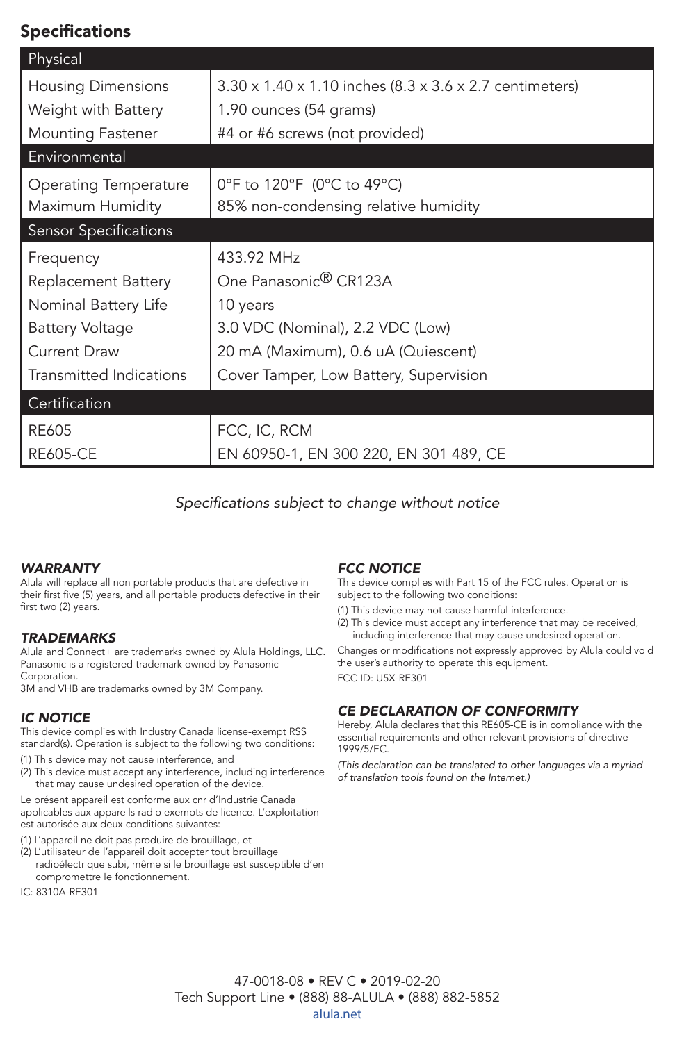## Specifications

| | |
|---|---|
| **Physical** | |
| Housing Dimensions | 3.30 x 1.40 x 1.10 inches (8.3 x 3.6 x 2.7 centimeters) |
| Weight with Battery | 1.90 ounces (54 grams) |
| Mounting Fastener | #4 or #6 screws (not provided) |
| **Environmental** | |
| Operating Temperature | 0°F to 120°F (0°C to 49°C) |
| Maximum Humidity | 85% non-condensing relative humidity |
| **Sensor Specifications** | |
| Frequency | 433.92 MHz |
| Replacement Battery | One Panasonic® CR123A |
| Nominal Battery Life | 10 years |
| Battery Voltage | 3.0 VDC (Nominal), 2.2 VDC (Low) |
| Current Draw | 20 mA (Maximum), 0.6 uA (Quiescent) |
| Transmitted Indications | Cover Tamper, Low Battery, Supervision |
| **Certification** | |
| RE605 | FCC, IC, RCM |
| RE605-CE | EN 60950-1, EN 300 220, EN 301 489, CE |

*Specifications subject to change without notice*

### *WARRANTY*

Alula will replace all non portable products that are defective in their first five (5) years, and all portable products defective in their first two (2) years.

### *TRADEMARKS*

Alula and Connect+ are trademarks owned by Alula Holdings, LLC. Panasonic is a registered trademark owned by Panasonic Corporation.
3M and VHB are trademarks owned by 3M Company.

### *IC NOTICE*

This device complies with Industry Canada license-exempt RSS standard(s). Operation is subject to the following two conditions:

(1) This device may not cause interference, and
(2) This device must accept any interference, including interference that may cause undesired operation of the device.

Le présent appareil est conforme aux cnr d'Industrie Canada applicables aux appareils radio exempts de licence. L'exploitation est autorisée aux deux conditions suivantes:

(1) L'appareil ne doit pas produire de brouillage, et
(2) L'utilisateur de l'appareil doit accepter tout brouillage radioélectrique subi, même si le brouillage est susceptible d'en compromettre le fonctionnement.

IC: 8310A-RE301

### *FCC NOTICE*

This device complies with Part 15 of the FCC rules. Operation is subject to the following two conditions:

(1) This device may not cause harmful interference.
(2) This device must accept any interference that may be received, including interference that may cause undesired operation.

Changes or modifications not expressly approved by Alula could void the user's authority to operate this equipment.

FCC ID: U5X-RE301

### *CE DECLARATION OF CONFORMITY*

Hereby, Alula declares that this RE605-CE is in compliance with the essential requirements and other relevant provisions of directive 1999/5/EC.

*(This declaration can be translated to other languages via a myriad of translation tools found on the Internet.)*

47-0018-08 • REV C • 2019-02-20
Tech Support Line • (888) 88-ALULA • (888) 882-5852
alula.net